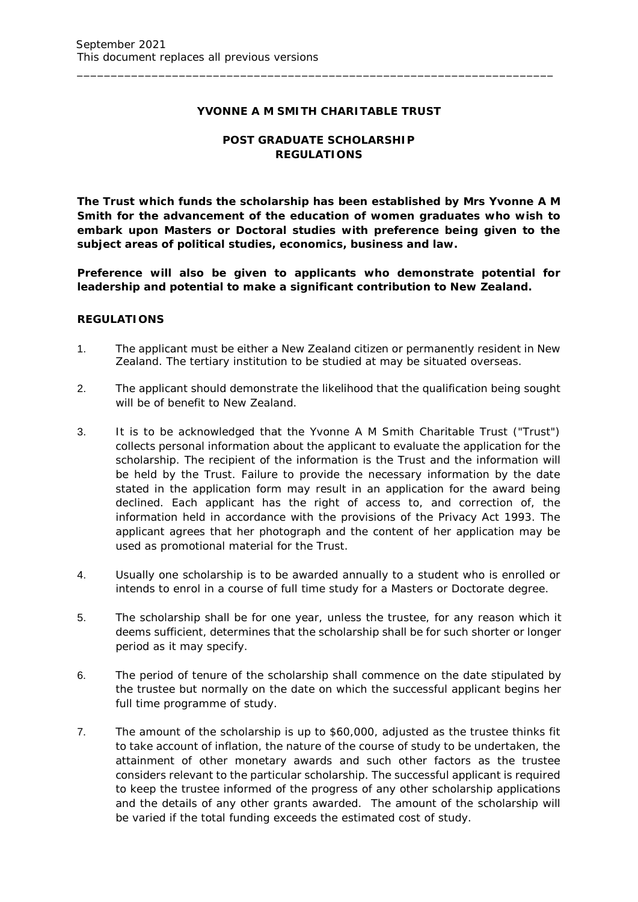September 2021
This document replaces all previous versions

---

**YVONNE A M SMITH CHARITABLE TRUST**

**POST GRADUATE SCHOLARSHIP REGULATIONS**

**The Trust which funds the scholarship has been established by Mrs Yvonne A M Smith for the advancement of the education of women graduates who wish to embark upon Masters or Doctoral studies with preference being given to the subject areas of political studies, economics, business and law.**

**Preference will also be given to applicants who demonstrate potential for leadership and potential to make a significant contribution to New Zealand.**

**REGULATIONS**

1. The applicant must be either a New Zealand citizen or permanently resident in New Zealand. The tertiary institution to be studied at may be situated overseas.

2. The applicant should demonstrate the likelihood that the qualification being sought will be of benefit to New Zealand.

3. It is to be acknowledged that the Yvonne A M Smith Charitable Trust ("Trust") collects personal information about the applicant to evaluate the application for the scholarship. The recipient of the information is the Trust and the information will be held by the Trust. Failure to provide the necessary information by the date stated in the application form may result in an application for the award being declined. Each applicant has the right of access to, and correction of, the information held in accordance with the provisions of the Privacy Act 1993. The applicant agrees that her photograph and the content of her application may be used as promotional material for the Trust.

4. Usually one scholarship is to be awarded annually to a student who is enrolled or intends to enrol in a course of full time study for a Masters or Doctorate degree.

5. The scholarship shall be for one year, unless the trustee, for any reason which it deems sufficient, determines that the scholarship shall be for such shorter or longer period as it may specify.

6. The period of tenure of the scholarship shall commence on the date stipulated by the trustee but normally on the date on which the successful applicant begins her full time programme of study.

7. The amount of the scholarship is up to $60,000, adjusted as the trustee thinks fit to take account of inflation, the nature of the course of study to be undertaken, the attainment of other monetary awards and such other factors as the trustee considers relevant to the particular scholarship. The successful applicant is required to keep the trustee informed of the progress of any other scholarship applications and the details of any other grants awarded. The amount of the scholarship will be varied if the total funding exceeds the estimated cost of study.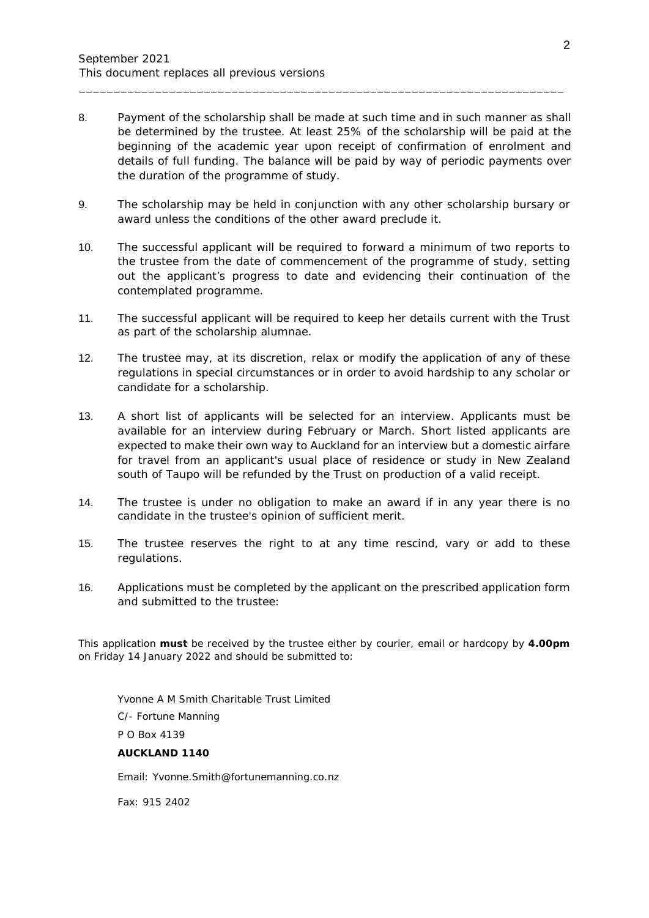September 2021
This document replaces all previous versions

---

8. Payment of the scholarship shall be made at such time and in such manner as shall be determined by the trustee. At least 25% of the scholarship will be paid at the beginning of the academic year upon receipt of confirmation of enrolment and details of full funding. The balance will be paid by way of periodic payments over the duration of the programme of study.

9. The scholarship may be held in conjunction with any other scholarship bursary or award unless the conditions of the other award preclude it.

10. The successful applicant will be required to forward a minimum of two reports to the trustee from the date of commencement of the programme of study, setting out the applicant's progress to date and evidencing their continuation of the contemplated programme.

11. The successful applicant will be required to keep her details current with the Trust as part of the scholarship alumnae.

12. The trustee may, at its discretion, relax or modify the application of any of these regulations in special circumstances or in order to avoid hardship to any scholar or candidate for a scholarship.

13. A short list of applicants will be selected for an interview. Applicants must be available for an interview during February or March. Short listed applicants are expected to make their own way to Auckland for an interview but a domestic airfare for travel from an applicant's usual place of residence or study in New Zealand south of Taupo will be refunded by the Trust on production of a valid receipt.

14. The trustee is under no obligation to make an award if in any year there is no candidate in the trustee's opinion of sufficient merit.

15. The trustee reserves the right to at any time rescind, vary or add to these regulations.

16. Applications must be completed by the applicant on the prescribed application form and submitted to the trustee:

This application **must** be received by the trustee either by courier, email or hardcopy by **4.00pm** on Friday 14 January 2022 and should be submitted to:

Yvonne A M Smith Charitable Trust Limited

C/- Fortune Manning

P O Box 4139

**AUCKLAND 1140**

Email: Yvonne.Smith@fortunemanning.co.nz

Fax: 915 2402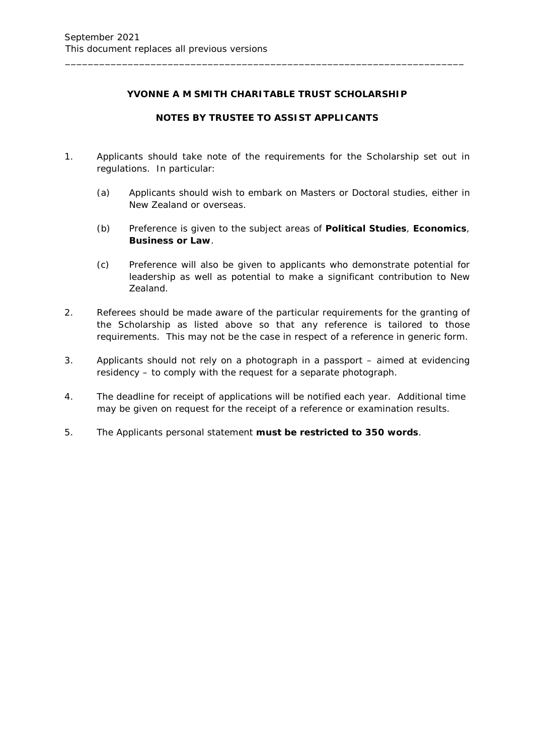September 2021
This document replaces all previous versions

---

**YVONNE A M SMITH CHARITABLE TRUST SCHOLARSHIP**

**NOTES BY TRUSTEE TO ASSIST APPLICANTS**

1. Applicants should take note of the requirements for the Scholarship set out in regulations. In particular:

   (a) Applicants should wish to embark on Masters or Doctoral studies, either in New Zealand or overseas.

   (b) Preference is given to the subject areas of **Political Studies**, **Economics**, **Business or Law**.

   (c) Preference will also be given to applicants who demonstrate potential for leadership as well as potential to make a significant contribution to New Zealand.

2. Referees should be made aware of the particular requirements for the granting of the Scholarship as listed above so that any reference is tailored to those requirements. This may not be the case in respect of a reference in generic form.

3. Applicants should not rely on a photograph in a passport – aimed at evidencing residency – to comply with the request for a separate photograph.

4. The deadline for receipt of applications will be notified each year. Additional time may be given on request for the receipt of a reference or examination results.

5. The Applicants personal statement **must be restricted to 350 words**.